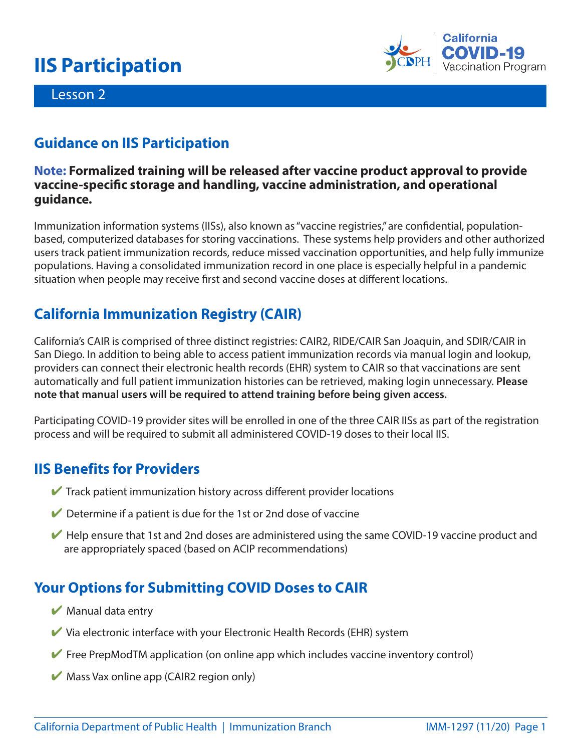# IIS Participation

Lesson 2

## Guidance on IIS Participation

**Note: Formalized training will be released after vaccine product approval to provide vaccine-specific storage and handling, vaccine administration, and operational guidance.**

Immunization information systems (IISs), also known as "vaccine registries," are confidential, population-based, computerized databases for storing vaccinations. These systems help providers and other authorized users track patient immunization records, reduce missed vaccination opportunities, and help fully immunize populations. Having a consolidated immunization record in one place is especially helpful in a pandemic situation when people may receive first and second vaccine doses at different locations.

## California Immunization Registry (CAIR)

California's CAIR is comprised of three distinct registries: CAIR2, RIDE/CAIR San Joaquin, and SDIR/CAIR in San Diego. In addition to being able to access patient immunization records via manual login and lookup, providers can connect their electronic health records (EHR) system to CAIR so that vaccinations are sent automatically and full patient immunization histories can be retrieved, making login unnecessary. **Please note that manual users will be required to attend training before being given access.**

Participating COVID-19 provider sites will be enrolled in one of the three CAIR IISs as part of the registration process and will be required to submit all administered COVID-19 doses to their local IIS.

## IIS Benefits for Providers

- ✔ Track patient immunization history across different provider locations
- ✔ Determine if a patient is due for the 1st or 2nd dose of vaccine
- ✔ Help ensure that 1st and 2nd doses are administered using the same COVID-19 vaccine product and are appropriately spaced (based on ACIP recommendations)

## Your Options for Submitting COVID Doses to CAIR

- ✔ Manual data entry
- ✔ Via electronic interface with your Electronic Health Records (EHR) system
- ✔ Free PrepModTM application (on online app which includes vaccine inventory control)
- ✔ Mass Vax online app (CAIR2 region only)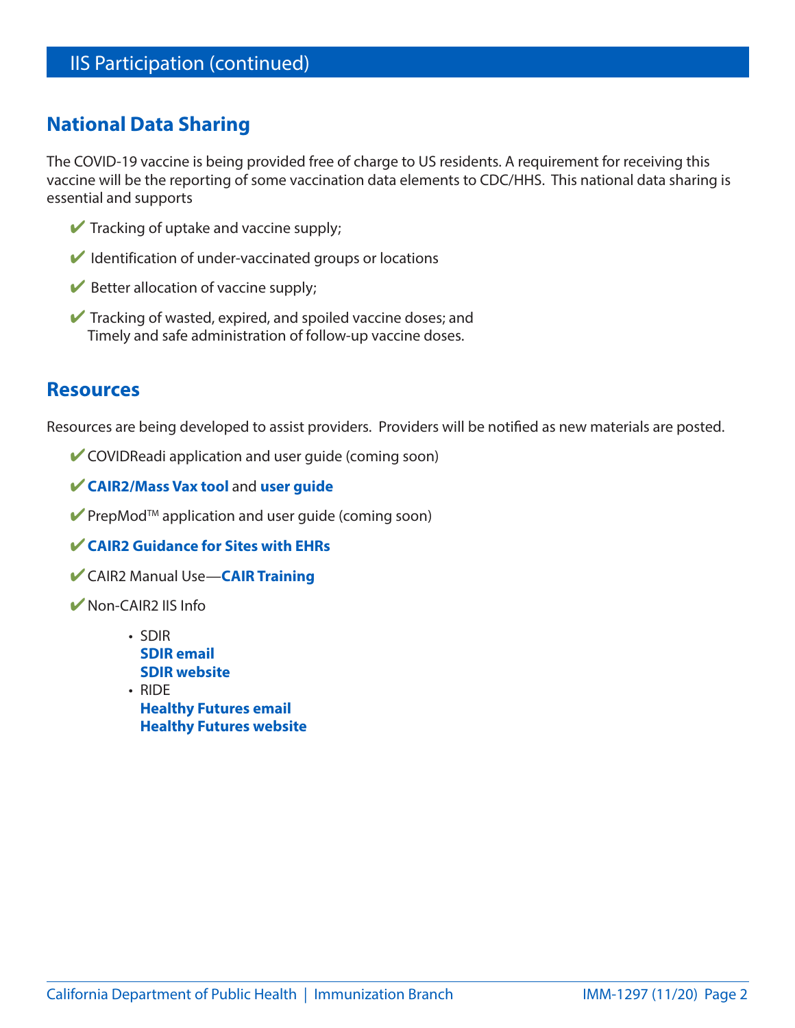## IIS Participation (continued)

### National Data Sharing

The COVID-19 vaccine is being provided free of charge to US residents. A requirement for receiving this vaccine will be the reporting of some vaccination data elements to CDC/HHS. This national data sharing is essential and supports

- ✔ Tracking of uptake and vaccine supply;
- ✔ Identification of under-vaccinated groups or locations
- ✔ Better allocation of vaccine supply;
- ✔ Tracking of wasted, expired, and spoiled vaccine doses; and Timely and safe administration of follow-up vaccine doses.

### Resources

Resources are being developed to assist providers. Providers will be notified as new materials are posted.

- ✔ COVIDReadi application and user guide (coming soon)
- ✔ **CAIR2/Mass Vax tool** and **user guide**
- ✔ PrepMod™ application and user guide (coming soon)
- ✔ **CAIR2 Guidance for Sites with EHRs**
- ✔ CAIR2 Manual Use—**CAIR Training**
- ✔ Non-CAIR2 IIS Info
  - SDIR
    **SDIR email**
    **SDIR website**
  - RIDE
    **Healthy Futures email**
    **Healthy Futures website**